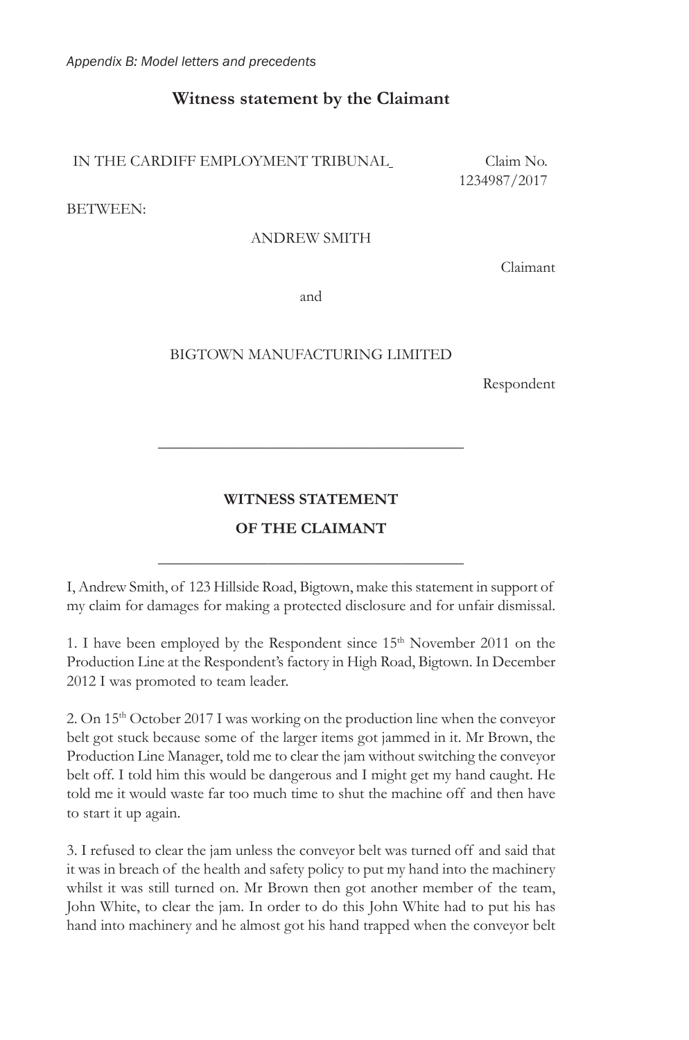## Witness statement by the Claimant

IN THE CARDIFF EMPLOYMENT TRIBUNAL Claim No. 1234987/2017

BETWEEN:

ANDREW SMITH

Claimant

and

BIGTOWN MANUFACTURING LIMITED

Respondent

---

**WITNESS STATEMENT**

**OF THE CLAIMANT**

---

I, Andrew Smith, of 123 Hillside Road, Bigtown, make this statement in support of my claim for damages for making a protected disclosure and for unfair dismissal.

1. I have been employed by the Respondent since 15th November 2011 on the Production Line at the Respondent's factory in High Road, Bigtown. In December 2012 I was promoted to team leader.

2. On 15th October 2017 I was working on the production line when the conveyor belt got stuck because some of the larger items got jammed in it. Mr Brown, the Production Line Manager, told me to clear the jam without switching the conveyor belt off. I told him this would be dangerous and I might get my hand caught. He told me it would waste far too much time to shut the machine off and then have to start it up again.

3. I refused to clear the jam unless the conveyor belt was turned off and said that it was in breach of the health and safety policy to put my hand into the machinery whilst it was still turned on. Mr Brown then got another member of the team, John White, to clear the jam. In order to do this John White had to put his has hand into machinery and he almost got his hand trapped when the conveyor belt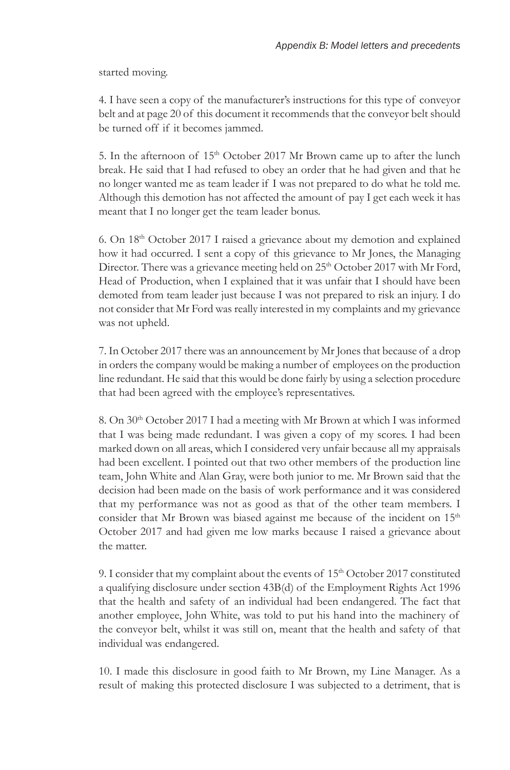started moving.

4. I have seen a copy of the manufacturer's instructions for this type of conveyor belt and at page 20 of this document it recommends that the conveyor belt should be turned off if it becomes jammed.

5. In the afternoon of 15th October 2017 Mr Brown came up to after the lunch break. He said that I had refused to obey an order that he had given and that he no longer wanted me as team leader if I was not prepared to do what he told me. Although this demotion has not affected the amount of pay I get each week it has meant that I no longer get the team leader bonus.

6. On 18th October 2017 I raised a grievance about my demotion and explained how it had occurred. I sent a copy of this grievance to Mr Jones, the Managing Director. There was a grievance meeting held on 25th October 2017 with Mr Ford, Head of Production, when I explained that it was unfair that I should have been demoted from team leader just because I was not prepared to risk an injury. I do not consider that Mr Ford was really interested in my complaints and my grievance was not upheld.

7. In October 2017 there was an announcement by Mr Jones that because of a drop in orders the company would be making a number of employees on the production line redundant. He said that this would be done fairly by using a selection procedure that had been agreed with the employee's representatives.

8. On 30th October 2017 I had a meeting with Mr Brown at which I was informed that I was being made redundant. I was given a copy of my scores. I had been marked down on all areas, which I considered very unfair because all my appraisals had been excellent. I pointed out that two other members of the production line team, John White and Alan Gray, were both junior to me. Mr Brown said that the decision had been made on the basis of work performance and it was considered that my performance was not as good as that of the other team members. I consider that Mr Brown was biased against me because of the incident on 15th October 2017 and had given me low marks because I raised a grievance about the matter.

9. I consider that my complaint about the events of 15th October 2017 constituted a qualifying disclosure under section 43B(d) of the Employment Rights Act 1996 that the health and safety of an individual had been endangered. The fact that another employee, John White, was told to put his hand into the machinery of the conveyor belt, whilst it was still on, meant that the health and safety of that individual was endangered.

10. I made this disclosure in good faith to Mr Brown, my Line Manager. As a result of making this protected disclosure I was subjected to a detriment, that is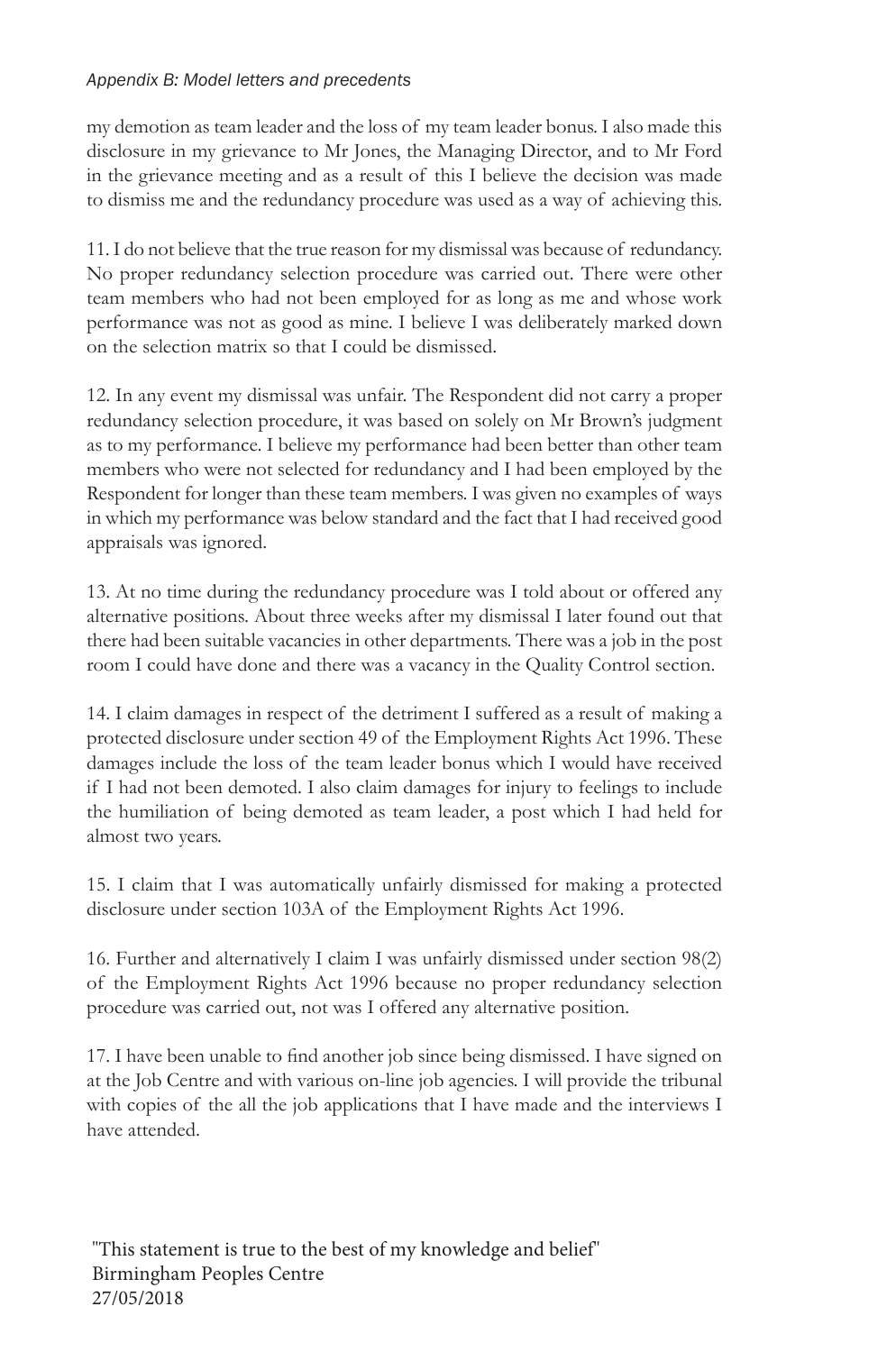my demotion as team leader and the loss of my team leader bonus. I also made this disclosure in my grievance to Mr Jones, the Managing Director, and to Mr Ford in the grievance meeting and as a result of this I believe the decision was made to dismiss me and the redundancy procedure was used as a way of achieving this.

11. I do not believe that the true reason for my dismissal was because of redundancy. No proper redundancy selection procedure was carried out. There were other team members who had not been employed for as long as me and whose work performance was not as good as mine. I believe I was deliberately marked down on the selection matrix so that I could be dismissed.

12. In any event my dismissal was unfair. The Respondent did not carry a proper redundancy selection procedure, it was based on solely on Mr Brown's judgment as to my performance. I believe my performance had been better than other team members who were not selected for redundancy and I had been employed by the Respondent for longer than these team members. I was given no examples of ways in which my performance was below standard and the fact that I had received good appraisals was ignored.

13. At no time during the redundancy procedure was I told about or offered any alternative positions. About three weeks after my dismissal I later found out that there had been suitable vacancies in other departments. There was a job in the post room I could have done and there was a vacancy in the Quality Control section.

14. I claim damages in respect of the detriment I suffered as a result of making a protected disclosure under section 49 of the Employment Rights Act 1996. These damages include the loss of the team leader bonus which I would have received if I had not been demoted. I also claim damages for injury to feelings to include the humiliation of being demoted as team leader, a post which I had held for almost two years.

15. I claim that I was automatically unfairly dismissed for making a protected disclosure under section 103A of the Employment Rights Act 1996.

16. Further and alternatively I claim I was unfairly dismissed under section 98(2) of the Employment Rights Act 1996 because no proper redundancy selection procedure was carried out, not was I offered any alternative position.

17. I have been unable to find another job since being dismissed. I have signed on at the Job Centre and with various on-line job agencies. I will provide the tribunal with copies of the all the job applications that I have made and the interviews I have attended.

"This statement is true to the best of my knowledge and belief"
Birmingham Peoples Centre
27/05/2018